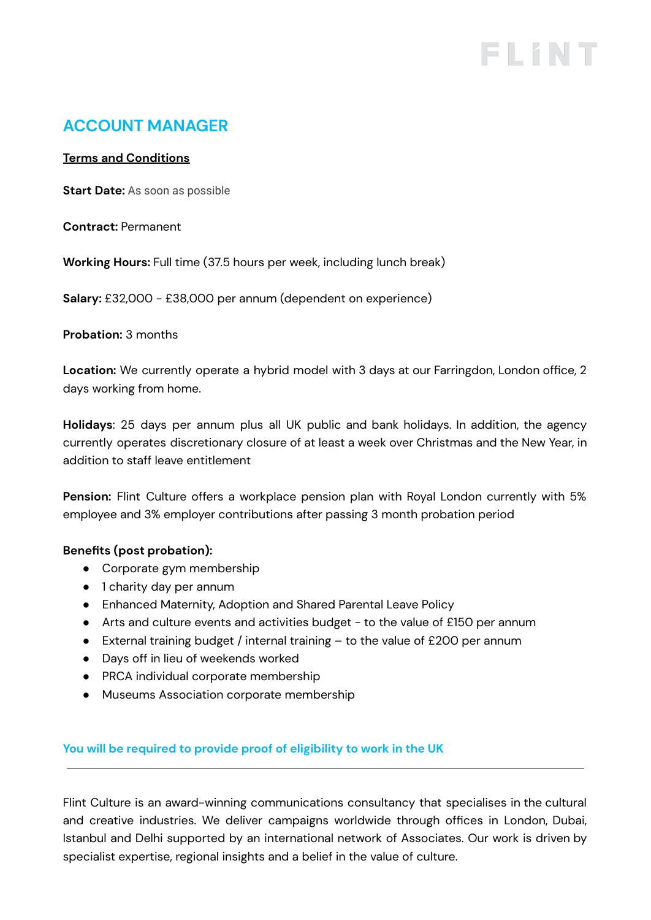FLINT

# ACCOUNT MANAGER

**Terms and Conditions**

**Start Date:** As soon as possible

**Contract:** Permanent

**Working Hours:** Full time (37.5 hours per week, including lunch break)

**Salary:** £32,000 - £38,000 per annum (dependent on experience)

**Probation:** 3 months

**Location:** We currently operate a hybrid model with 3 days at our Farringdon, London office, 2 days working from home.

**Holidays**: 25 days per annum plus all UK public and bank holidays. In addition, the agency currently operates discretionary closure of at least a week over Christmas and the New Year, in addition to staff leave entitlement

**Pension:** Flint Culture offers a workplace pension plan with Royal London currently with 5% employee and 3% employer contributions after passing 3 month probation period

**Benefits (post probation):**

- Corporate gym membership
- 1 charity day per annum
- Enhanced Maternity, Adoption and Shared Parental Leave Policy
- Arts and culture events and activities budget - to the value of £150 per annum
- External training budget / internal training – to the value of £200 per annum
- Days off in lieu of weekends worked
- PRCA individual corporate membership
- Museums Association corporate membership

**You will be required to provide proof of eligibility to work in the UK**

---

Flint Culture is an award-winning communications consultancy that specialises in the cultural and creative industries. We deliver campaigns worldwide through offices in London, Dubai, Istanbul and Delhi supported by an international network of Associates. Our work is driven by specialist expertise, regional insights and a belief in the value of culture.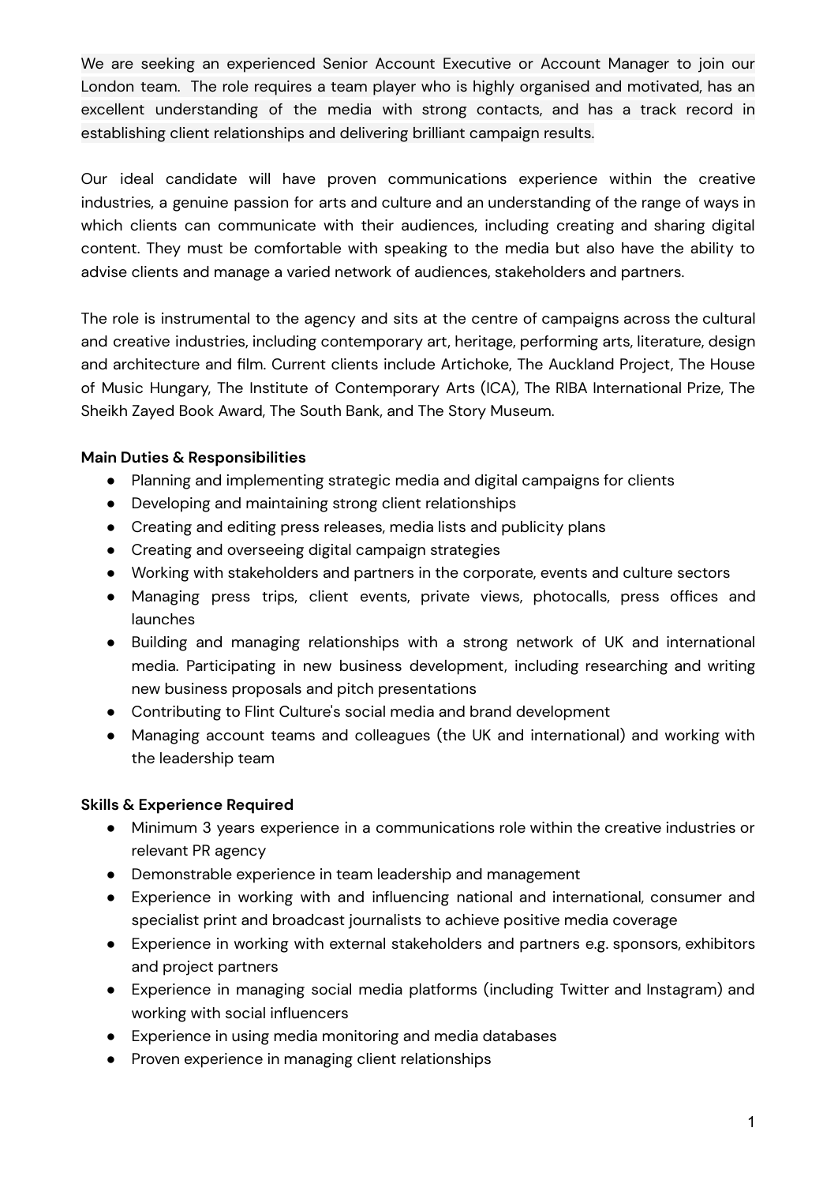We are seeking an experienced Senior Account Executive or Account Manager to join our London team. The role requires a team player who is highly organised and motivated, has an excellent understanding of the media with strong contacts, and has a track record in establishing client relationships and delivering brilliant campaign results.

Our ideal candidate will have proven communications experience within the creative industries, a genuine passion for arts and culture and an understanding of the range of ways in which clients can communicate with their audiences, including creating and sharing digital content. They must be comfortable with speaking to the media but also have the ability to advise clients and manage a varied network of audiences, stakeholders and partners.

The role is instrumental to the agency and sits at the centre of campaigns across the cultural and creative industries, including contemporary art, heritage, performing arts, literature, design and architecture and film. Current clients include Artichoke, The Auckland Project, The House of Music Hungary, The Institute of Contemporary Arts (ICA), The RIBA International Prize, The Sheikh Zayed Book Award, The South Bank, and The Story Museum.

**Main Duties & Responsibilities**

- Planning and implementing strategic media and digital campaigns for clients
- Developing and maintaining strong client relationships
- Creating and editing press releases, media lists and publicity plans
- Creating and overseeing digital campaign strategies
- Working with stakeholders and partners in the corporate, events and culture sectors
- Managing press trips, client events, private views, photocalls, press offices and launches
- Building and managing relationships with a strong network of UK and international media. Participating in new business development, including researching and writing new business proposals and pitch presentations
- Contributing to Flint Culture's social media and brand development
- Managing account teams and colleagues (the UK and international) and working with the leadership team

**Skills & Experience Required**

- Minimum 3 years experience in a communications role within the creative industries or relevant PR agency
- Demonstrable experience in team leadership and management
- Experience in working with and influencing national and international, consumer and specialist print and broadcast journalists to achieve positive media coverage
- Experience in working with external stakeholders and partners e.g. sponsors, exhibitors and project partners
- Experience in managing social media platforms (including Twitter and Instagram) and working with social influencers
- Experience in using media monitoring and media databases
- Proven experience in managing client relationships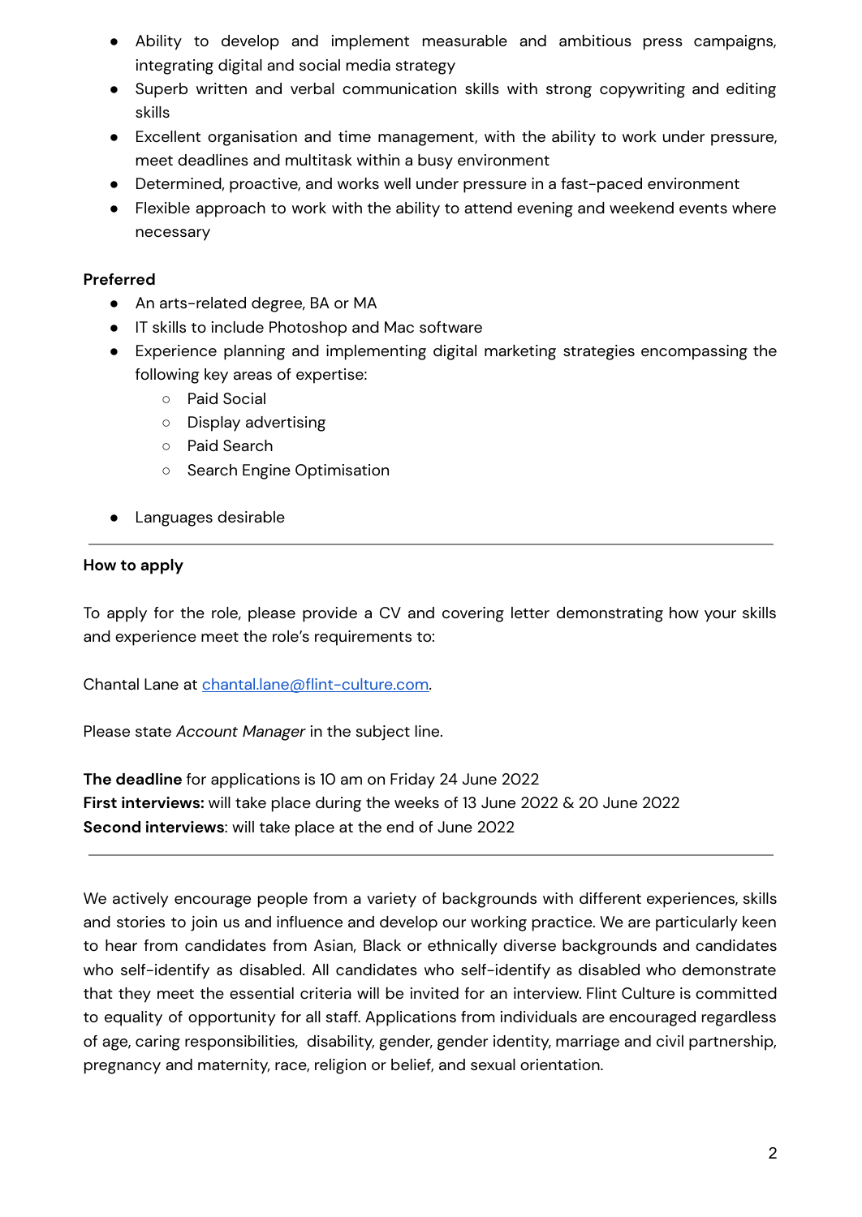- Ability to develop and implement measurable and ambitious press campaigns, integrating digital and social media strategy
- Superb written and verbal communication skills with strong copywriting and editing skills
- Excellent organisation and time management, with the ability to work under pressure, meet deadlines and multitask within a busy environment
- Determined, proactive, and works well under pressure in a fast-paced environment
- Flexible approach to work with the ability to attend evening and weekend events where necessary

**Preferred**

- An arts-related degree, BA or MA
- IT skills to include Photoshop and Mac software
- Experience planning and implementing digital marketing strategies encompassing the following key areas of expertise:
    - Paid Social
    - Display advertising
    - Paid Search
    - Search Engine Optimisation
- Languages desirable

---

**How to apply**

To apply for the role, please provide a CV and covering letter demonstrating how your skills and experience meet the role's requirements to:

Chantal Lane at [chantal.lane@flint-culture.com](mailto:chantal.lane@flint-culture.com).

Please state *Account Manager* in the subject line.

**The deadline** for applications is 10 am on Friday 24 June 2022
**First interviews:** will take place during the weeks of 13 June 2022 & 20 June 2022
**Second interviews**: will take place at the end of June 2022

---

We actively encourage people from a variety of backgrounds with different experiences, skills and stories to join us and influence and develop our working practice. We are particularly keen to hear from candidates from Asian, Black or ethnically diverse backgrounds and candidates who self-identify as disabled. All candidates who self-identify as disabled who demonstrate that they meet the essential criteria will be invited for an interview. Flint Culture is committed to equality of opportunity for all staff. Applications from individuals are encouraged regardless of age, caring responsibilities, disability, gender, gender identity, marriage and civil partnership, pregnancy and maternity, race, religion or belief, and sexual orientation.